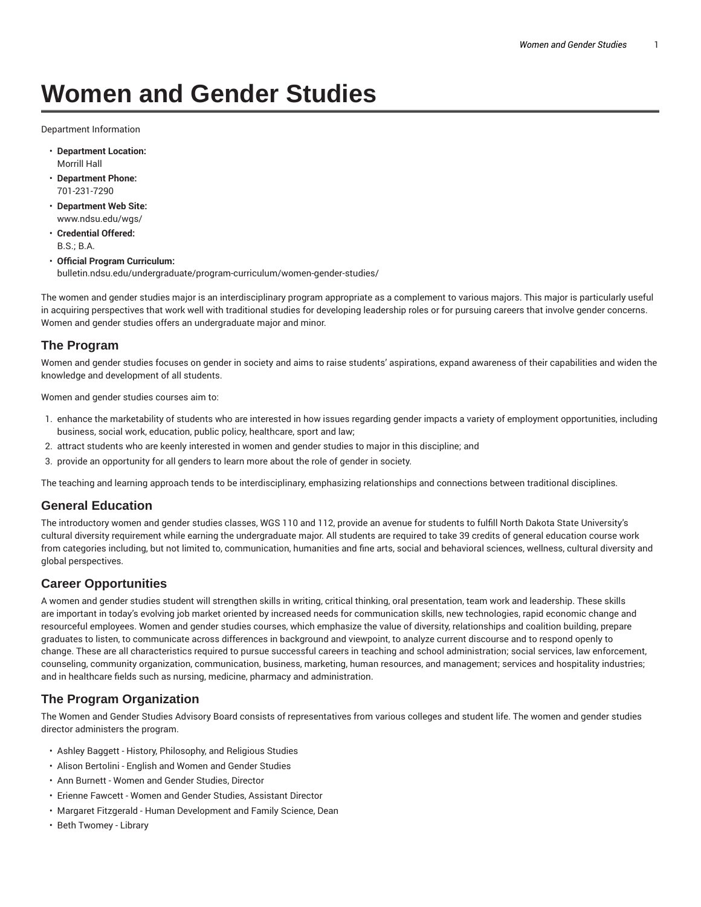# Women and Gender Studies

Department Information

- **Department Location:**
  Morrill Hall
- **Department Phone:**
  701-231-7290
- **Department Web Site:**
  www.ndsu.edu/wgs/
- **Credential Offered:**
  B.S.; B.A.
- **Official Program Curriculum:**
  bulletin.ndsu.edu/undergraduate/program-curriculum/women-gender-studies/

The women and gender studies major is an interdisciplinary program appropriate as a complement to various majors. This major is particularly useful in acquiring perspectives that work well with traditional studies for developing leadership roles or for pursuing careers that involve gender concerns. Women and gender studies offers an undergraduate major and minor.

## The Program

Women and gender studies focuses on gender in society and aims to raise students' aspirations, expand awareness of their capabilities and widen the knowledge and development of all students.

Women and gender studies courses aim to:

1. enhance the marketability of students who are interested in how issues regarding gender impacts a variety of employment opportunities, including business, social work, education, public policy, healthcare, sport and law;
2. attract students who are keenly interested in women and gender studies to major in this discipline; and
3. provide an opportunity for all genders to learn more about the role of gender in society.

The teaching and learning approach tends to be interdisciplinary, emphasizing relationships and connections between traditional disciplines.

## General Education

The introductory women and gender studies classes, WGS 110 and 112, provide an avenue for students to fulfill North Dakota State University's cultural diversity requirement while earning the undergraduate major. All students are required to take 39 credits of general education course work from categories including, but not limited to, communication, humanities and fine arts, social and behavioral sciences, wellness, cultural diversity and global perspectives.

## Career Opportunities

A women and gender studies student will strengthen skills in writing, critical thinking, oral presentation, team work and leadership. These skills are important in today's evolving job market oriented by increased needs for communication skills, new technologies, rapid economic change and resourceful employees. Women and gender studies courses, which emphasize the value of diversity, relationships and coalition building, prepare graduates to listen, to communicate across differences in background and viewpoint, to analyze current discourse and to respond openly to change. These are all characteristics required to pursue successful careers in teaching and school administration; social services, law enforcement, counseling, community organization, communication, business, marketing, human resources, and management; services and hospitality industries; and in healthcare fields such as nursing, medicine, pharmacy and administration.

## The Program Organization

The Women and Gender Studies Advisory Board consists of representatives from various colleges and student life. The women and gender studies director administers the program.

- Ashley Baggett - History, Philosophy, and Religious Studies
- Alison Bertolini - English and Women and Gender Studies
- Ann Burnett - Women and Gender Studies, Director
- Erienne Fawcett - Women and Gender Studies, Assistant Director
- Margaret Fitzgerald - Human Development and Family Science, Dean
- Beth Twomey - Library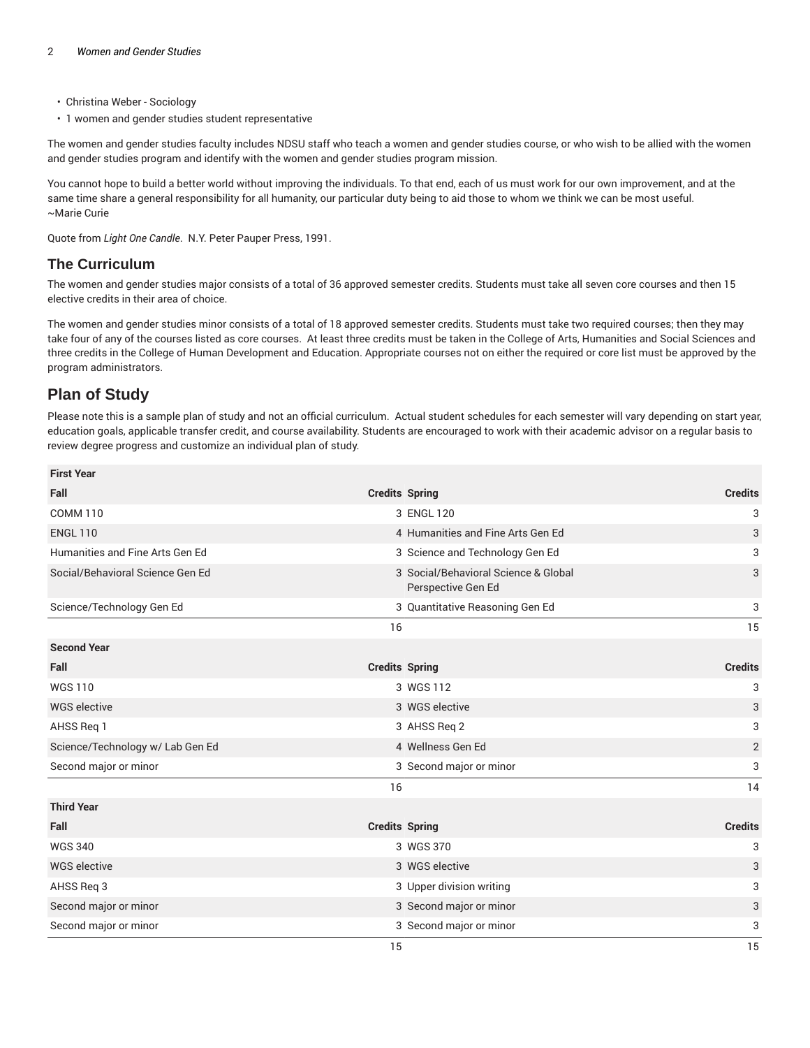- Christina Weber - Sociology
- 1 women and gender studies student representative

The women and gender studies faculty includes NDSU staff who teach a women and gender studies course, or who wish to be allied with the women and gender studies program and identify with the women and gender studies program mission.

You cannot hope to build a better world without improving the individuals. To that end, each of us must work for our own improvement, and at the same time share a general responsibility for all humanity, our particular duty being to aid those to whom we think we can be most useful. ~Marie Curie

Quote from *Light One Candle*. N.Y. Peter Pauper Press, 1991.

### The Curriculum

The women and gender studies major consists of a total of 36 approved semester credits. Students must take all seven core courses and then 15 elective credits in their area of choice.

The women and gender studies minor consists of a total of 18 approved semester credits. Students must take two required courses; then they may take four of any of the courses listed as core courses. At least three credits must be taken in the College of Arts, Humanities and Social Sciences and three credits in the College of Human Development and Education. Appropriate courses not on either the required or core list must be approved by the program administrators.

## Plan of Study

Please note this is a sample plan of study and not an official curriculum. Actual student schedules for each semester will vary depending on start year, education goals, applicable transfer credit, and course availability. Students are encouraged to work with their academic advisor on a regular basis to review degree progress and customize an individual plan of study.

| First Year | | | |
|---|---|---|---|
| Fall | Credits | Spring | Credits |
| COMM 110 | 3 | ENGL 120 | 3 |
| ENGL 110 | 4 | Humanities and Fine Arts Gen Ed | 3 |
| Humanities and Fine Arts Gen Ed | 3 | Science and Technology Gen Ed | 3 |
| Social/Behavioral Science Gen Ed | 3 | Social/Behavioral Science & Global Perspective Gen Ed | 3 |
| Science/Technology Gen Ed | 3 | Quantitative Reasoning Gen Ed | 3 |
| | 16 | | 15 |
| **Second Year** | | | |
| Fall | Credits | Spring | Credits |
| WGS 110 | 3 | WGS 112 | 3 |
| WGS elective | 3 | WGS elective | 3 |
| AHSS Req 1 | 3 | AHSS Req 2 | 3 |
| Science/Technology w/ Lab Gen Ed | 4 | Wellness Gen Ed | 2 |
| Second major or minor | 3 | Second major or minor | 3 |
| | 16 | | 14 |
| **Third Year** | | | |
| Fall | Credits | Spring | Credits |
| WGS 340 | 3 | WGS 370 | 3 |
| WGS elective | 3 | WGS elective | 3 |
| AHSS Req 3 | 3 | Upper division writing | 3 |
| Second major or minor | 3 | Second major or minor | 3 |
| Second major or minor | 3 | Second major or minor | 3 |
| | 15 | | 15 |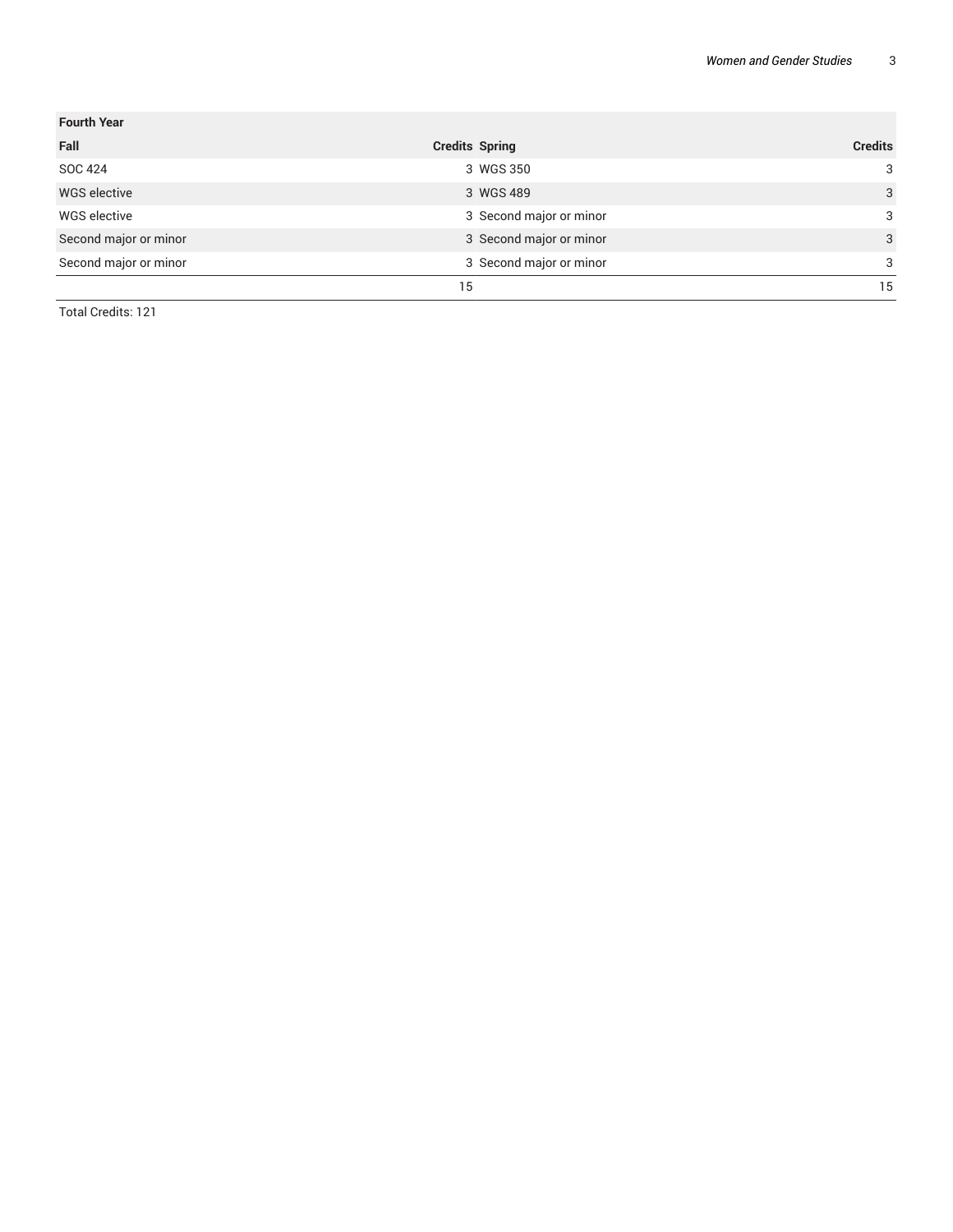| Fourth Year | | | |
|---|---|---|---|
| Fall | Credits | Spring | Credits |
| SOC 424 | 3 | WGS 350 | 3 |
| WGS elective | 3 | WGS 489 | 3 |
| WGS elective | 3 | Second major or minor | 3 |
| Second major or minor | 3 | Second major or minor | 3 |
| Second major or minor | 3 | Second major or minor | 3 |
| | 15 | | 15 |

Total Credits: 121